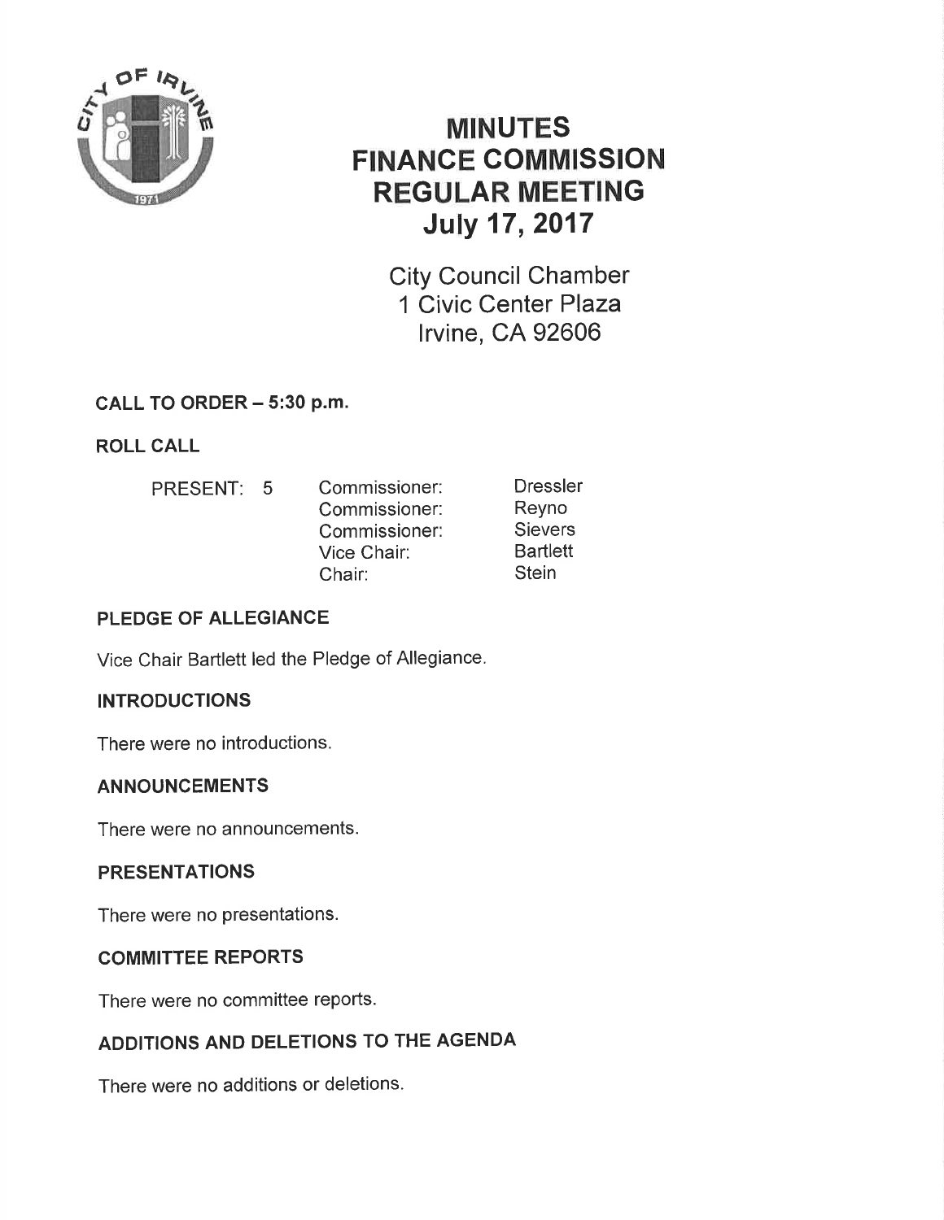# MINUTES
# FINANCE COMMISSION
# REGULAR MEETING
# July 17, 2017

City Council Chamber
1 Civic Center Plaza
Irvine, CA 92606

## CALL TO ORDER – 5:30 p.m.

## ROLL CALL

| PRESENT: 5 | | |
|---|---|---|
| | Commissioner: | Dressler |
| | Commissioner: | Reyno |
| | Commissioner: | Sievers |
| | Vice Chair: | Bartlett |
| | Chair: | Stein |

## PLEDGE OF ALLEGIANCE

Vice Chair Bartlett led the Pledge of Allegiance.

## INTRODUCTIONS

There were no introductions.

## ANNOUNCEMENTS

There were no announcements.

## PRESENTATIONS

There were no presentations.

## COMMITTEE REPORTS

There were no committee reports.

## ADDITIONS AND DELETIONS TO THE AGENDA

There were no additions or deletions.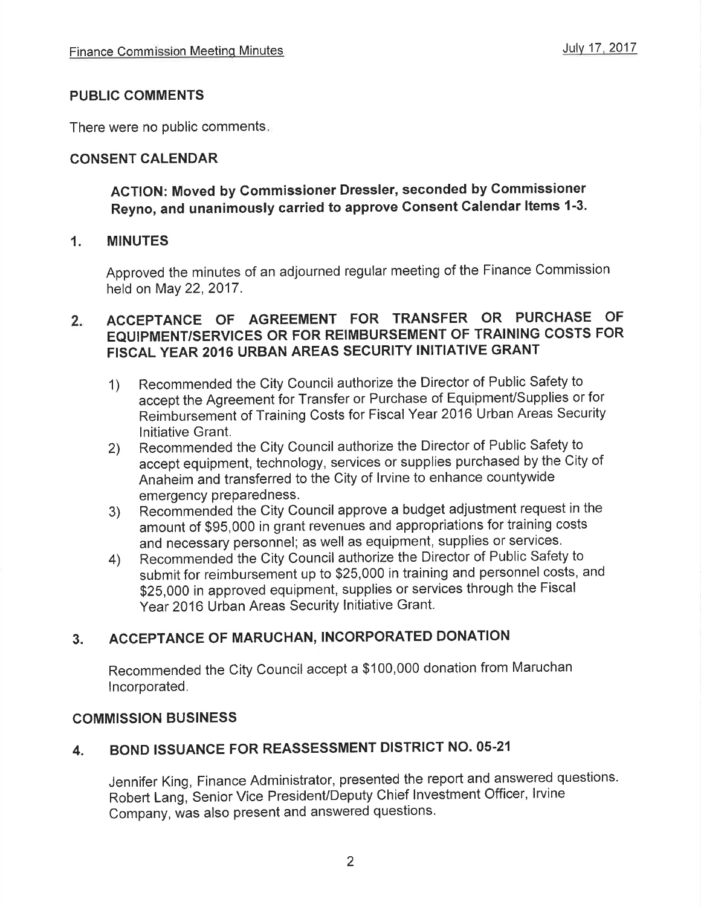## PUBLIC COMMENTS

There were no public comments.

## CONSENT CALENDAR

**ACTION: Moved by Commissioner Dressler, seconded by Commissioner Reyno, and unanimously carried to approve Consent Calendar Items 1-3.**

### 1. MINUTES

Approved the minutes of an adjourned regular meeting of the Finance Commission held on May 22, 2017.

### 2. ACCEPTANCE OF AGREEMENT FOR TRANSFER OR PURCHASE OF EQUIPMENT/SERVICES OR FOR REIMBURSEMENT OF TRAINING COSTS FOR FISCAL YEAR 2016 URBAN AREAS SECURITY INITIATIVE GRANT

1) Recommended the City Council authorize the Director of Public Safety to accept the Agreement for Transfer or Purchase of Equipment/Supplies or for Reimbursement of Training Costs for Fiscal Year 2016 Urban Areas Security Initiative Grant.
2) Recommended the City Council authorize the Director of Public Safety to accept equipment, technology, services or supplies purchased by the City of Anaheim and transferred to the City of Irvine to enhance countywide emergency preparedness.
3) Recommended the City Council approve a budget adjustment request in the amount of $95,000 in grant revenues and appropriations for training costs and necessary personnel; as well as equipment, supplies or services.
4) Recommended the City Council authorize the Director of Public Safety to submit for reimbursement up to $25,000 in training and personnel costs, and $25,000 in approved equipment, supplies or services through the Fiscal Year 2016 Urban Areas Security Initiative Grant.

### 3. ACCEPTANCE OF MARUCHAN, INCORPORATED DONATION

Recommended the City Council accept a $100,000 donation from Maruchan Incorporated.

## COMMISSION BUSINESS

### 4. BOND ISSUANCE FOR REASSESSMENT DISTRICT NO. 05-21

Jennifer King, Finance Administrator, presented the report and answered questions. Robert Lang, Senior Vice President/Deputy Chief Investment Officer, Irvine Company, was also present and answered questions.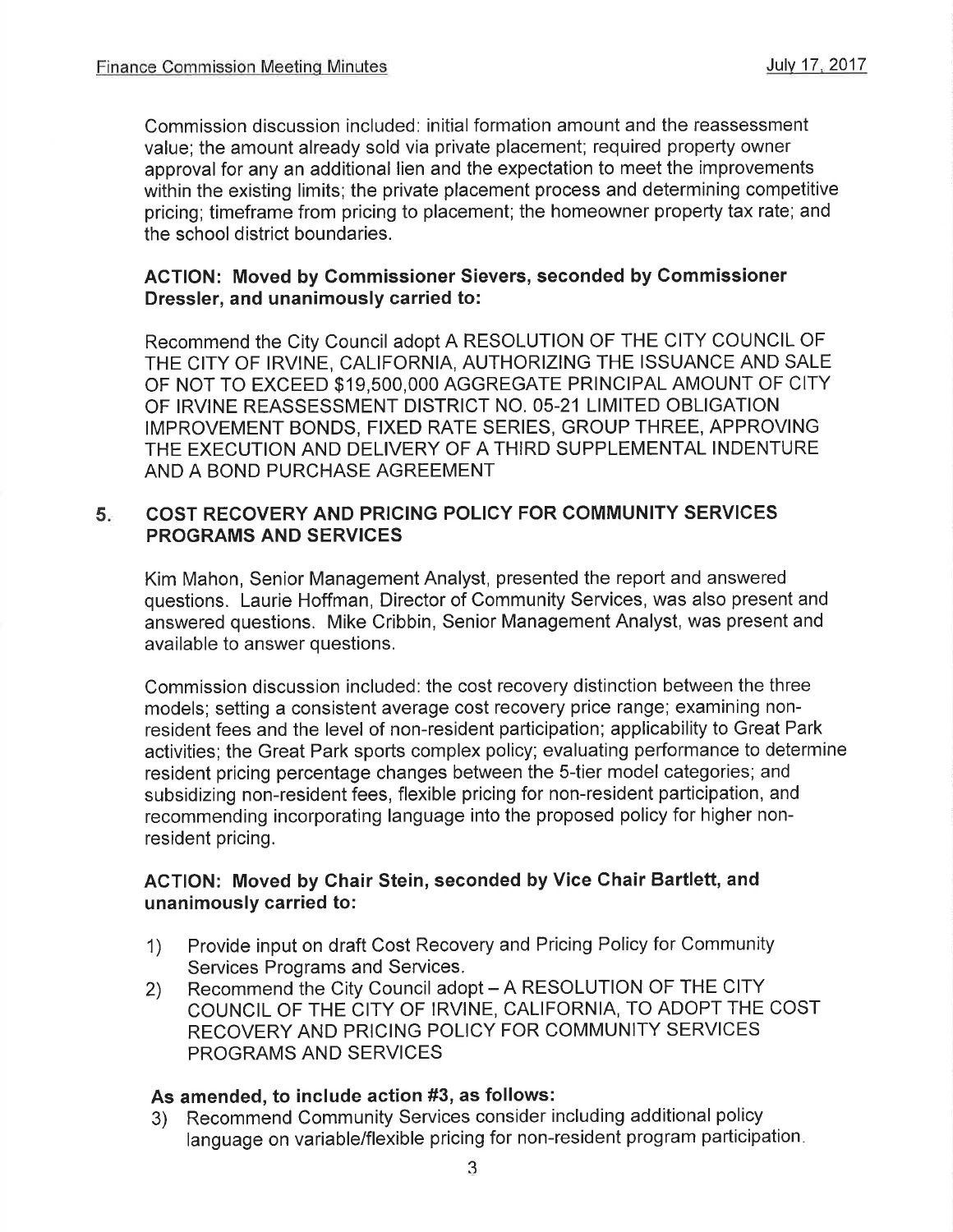Commission discussion included: initial formation amount and the reassessment value; the amount already sold via private placement; required property owner approval for any an additional lien and the expectation to meet the improvements within the existing limits; the private placement process and determining competitive pricing; timeframe from pricing to placement; the homeowner property tax rate; and the school district boundaries.

**ACTION: Moved by Commissioner Sievers, seconded by Commissioner Dressler, and unanimously carried to:**

Recommend the City Council adopt A RESOLUTION OF THE CITY COUNCIL OF THE CITY OF IRVINE, CALIFORNIA, AUTHORIZING THE ISSUANCE AND SALE OF NOT TO EXCEED $19,500,000 AGGREGATE PRINCIPAL AMOUNT OF CITY OF IRVINE REASSESSMENT DISTRICT NO. 05-21 LIMITED OBLIGATION IMPROVEMENT BONDS, FIXED RATE SERIES, GROUP THREE, APPROVING THE EXECUTION AND DELIVERY OF A THIRD SUPPLEMENTAL INDENTURE AND A BOND PURCHASE AGREEMENT

## 5. COST RECOVERY AND PRICING POLICY FOR COMMUNITY SERVICES PROGRAMS AND SERVICES

Kim Mahon, Senior Management Analyst, presented the report and answered questions. Laurie Hoffman, Director of Community Services, was also present and answered questions. Mike Cribbin, Senior Management Analyst, was present and available to answer questions.

Commission discussion included: the cost recovery distinction between the three models; setting a consistent average cost recovery price range; examining non-resident fees and the level of non-resident participation; applicability to Great Park activities; the Great Park sports complex policy; evaluating performance to determine resident pricing percentage changes between the 5-tier model categories; and subsidizing non-resident fees, flexible pricing for non-resident participation, and recommending incorporating language into the proposed policy for higher non-resident pricing.

**ACTION: Moved by Chair Stein, seconded by Vice Chair Bartlett, and unanimously carried to:**

1) Provide input on draft Cost Recovery and Pricing Policy for Community Services Programs and Services.
2) Recommend the City Council adopt – A RESOLUTION OF THE CITY COUNCIL OF THE CITY OF IRVINE, CALIFORNIA, TO ADOPT THE COST RECOVERY AND PRICING POLICY FOR COMMUNITY SERVICES PROGRAMS AND SERVICES

**As amended, to include action #3, as follows:**

3) Recommend Community Services consider including additional policy language on variable/flexible pricing for non-resident program participation.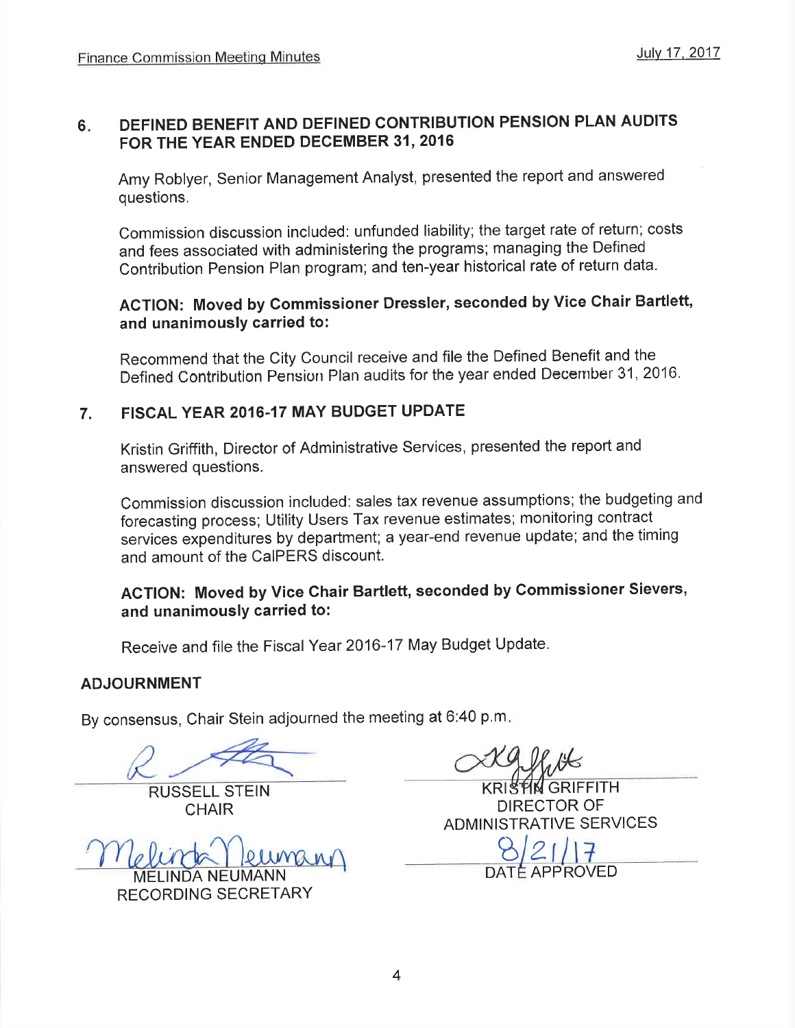## 6. DEFINED BENEFIT AND DEFINED CONTRIBUTION PENSION PLAN AUDITS FOR THE YEAR ENDED DECEMBER 31, 2016

Amy Roblyer, Senior Management Analyst, presented the report and answered questions.

Commission discussion included: unfunded liability; the target rate of return; costs and fees associated with administering the programs; managing the Defined Contribution Pension Plan program; and ten-year historical rate of return data.

**ACTION: Moved by Commissioner Dressler, seconded by Vice Chair Bartlett, and unanimously carried to:**

Recommend that the City Council receive and file the Defined Benefit and the Defined Contribution Pension Plan audits for the year ended December 31, 2016.

## 7. FISCAL YEAR 2016-17 MAY BUDGET UPDATE

Kristin Griffith, Director of Administrative Services, presented the report and answered questions.

Commission discussion included: sales tax revenue assumptions; the budgeting and forecasting process; Utility Users Tax revenue estimates; monitoring contract services expenditures by department; a year-end revenue update; and the timing and amount of the CalPERS discount.

**ACTION: Moved by Vice Chair Bartlett, seconded by Commissioner Sievers, and unanimously carried to:**

Receive and file the Fiscal Year 2016-17 May Budget Update.

## ADJOURNMENT

By consensus, Chair Stein adjourned the meeting at 6:40 p.m.

RUSSELL STEIN
CHAIR

MELINDA NEUMANN
RECORDING SECRETARY

KRISTIN GRIFFITH
DIRECTOR OF ADMINISTRATIVE SERVICES

8/21/17
DATE APPROVED